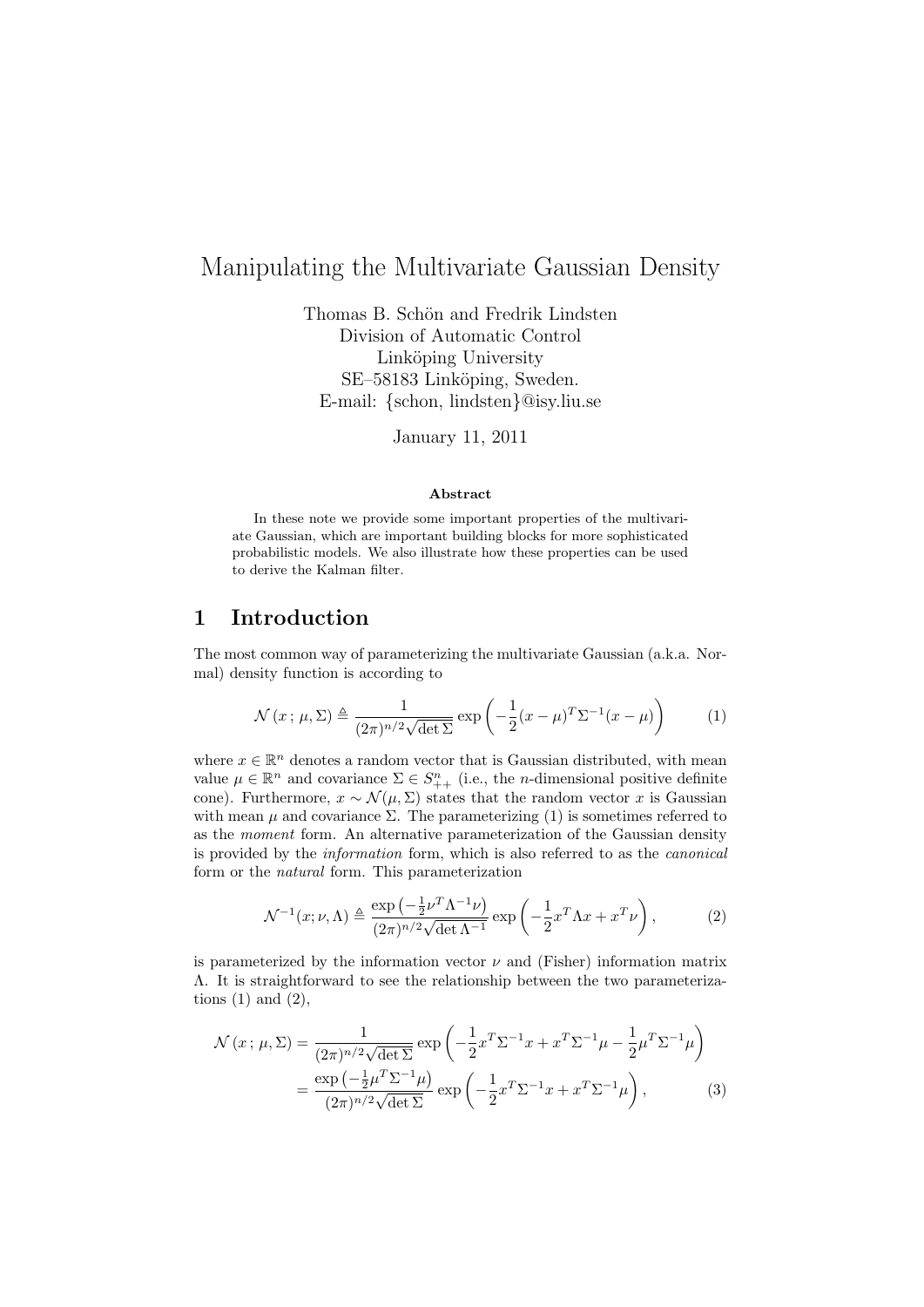# Manipulating the Multivariate Gaussian Density

Thomas B. Schön and Fredrik Lindsten
Division of Automatic Control
Linköping University
SE–58183 Linköping, Sweden.
E-mail: {schon, lindsten}@isy.liu.se

January 11, 2011

### Abstract

In these note we provide some important properties of the multivariate Gaussian, which are important building blocks for more sophisticated probabilistic models. We also illustrate how these properties can be used to derive the Kalman filter.

## 1 Introduction

The most common way of parameterizing the multivariate Gaussian (a.k.a. Normal) density function is according to

$$\mathcal{N}\left(x\,;\,\mu,\Sigma\right) \triangleq \frac{1}{(2\pi)^{n/2}\sqrt{\det\Sigma}} \exp\left(-\frac{1}{2}(x-\mu)^T\Sigma^{-1}(x-\mu)\right) \tag{1}$$

where $x \in \mathbb{R}^n$ denotes a random vector that is Gaussian distributed, with mean value $\mu \in \mathbb{R}^n$ and covariance $\Sigma \in S_{++}^n$ (i.e., the $n$-dimensional positive definite cone). Furthermore, $x \sim \mathcal{N}(\mu, \Sigma)$ states that the random vector $x$ is Gaussian with mean $\mu$ and covariance $\Sigma$. The parameterizing (1) is sometimes referred to as the *moment* form. An alternative parameterization of the Gaussian density is provided by the *information* form, which is also referred to as the *canonical* form or the *natural* form. This parameterization

$$\mathcal{N}^{-1}(x;\nu,\Lambda) \triangleq \frac{\exp\left(-\frac{1}{2}\nu^T\Lambda^{-1}\nu\right)}{(2\pi)^{n/2}\sqrt{\det\Lambda^{-1}}} \exp\left(-\frac{1}{2}x^T\Lambda x + x^T\nu\right), \tag{2}$$

is parameterized by the information vector $\nu$ and (Fisher) information matrix $\Lambda$. It is straightforward to see the relationship between the two parameterizations (1) and (2),

$$\begin{aligned}
\mathcal{N}\left(x\,;\,\mu,\Sigma\right) &= \frac{1}{(2\pi)^{n/2}\sqrt{\det\Sigma}} \exp\left(-\frac{1}{2}x^T\Sigma^{-1}x + x^T\Sigma^{-1}\mu - \frac{1}{2}\mu^T\Sigma^{-1}\mu\right) \\
&= \frac{\exp\left(-\frac{1}{2}\mu^T\Sigma^{-1}\mu\right)}{(2\pi)^{n/2}\sqrt{\det\Sigma}} \exp\left(-\frac{1}{2}x^T\Sigma^{-1}x + x^T\Sigma^{-1}\mu\right),
\end{aligned} \tag{3}$$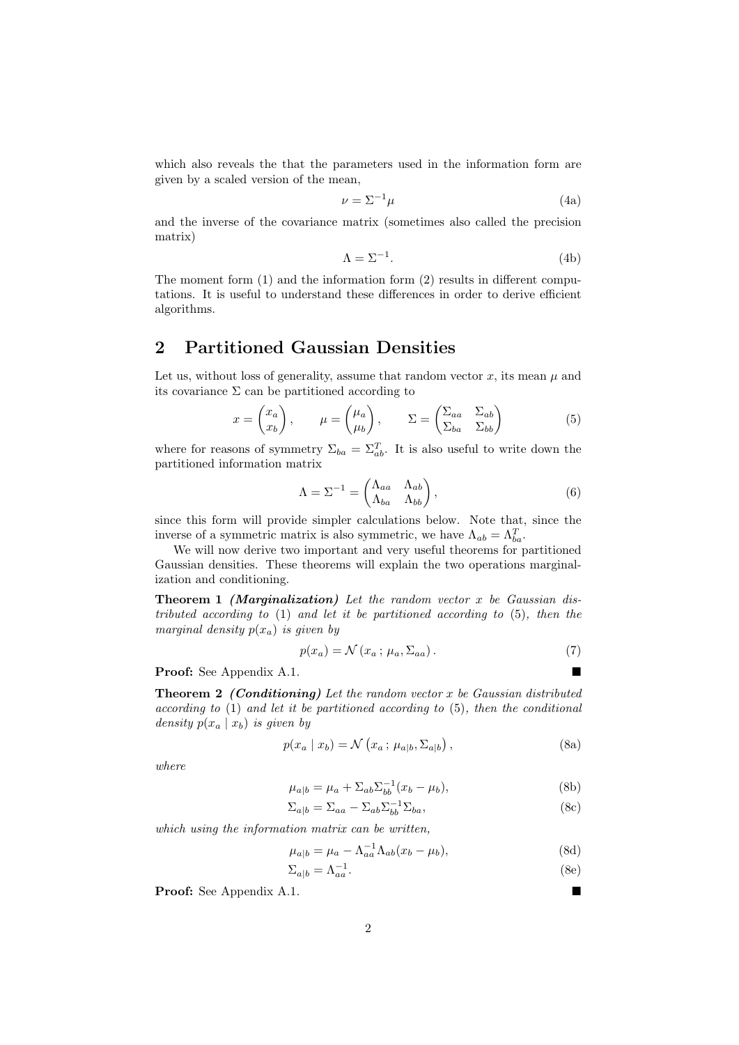which also reveals the that the parameters used in the information form are given by a scaled version of the mean,

$$\nu = \Sigma^{-1}\mu \tag{4a}$$

and the inverse of the covariance matrix (sometimes also called the precision matrix)

$$\Lambda = \Sigma^{-1}. \tag{4b}$$

The moment form (1) and the information form (2) results in different computations. It is useful to understand these differences in order to derive efficient algorithms.

## 2 Partitioned Gaussian Densities

Let us, without loss of generality, assume that random vector $x$, its mean $\mu$ and its covariance $\Sigma$ can be partitioned according to

$$x = \begin{pmatrix} x_a \\ x_b \end{pmatrix}, \qquad \mu = \begin{pmatrix} \mu_a \\ \mu_b \end{pmatrix}, \qquad \Sigma = \begin{pmatrix} \Sigma_{aa} & \Sigma_{ab} \\ \Sigma_{ba} & \Sigma_{bb} \end{pmatrix} \tag{5}$$

where for reasons of symmetry $\Sigma_{ba} = \Sigma_{ab}^T$. It is also useful to write down the partitioned information matrix

$$\Lambda = \Sigma^{-1} = \begin{pmatrix} \Lambda_{aa} & \Lambda_{ab} \\ \Lambda_{ba} & \Lambda_{bb} \end{pmatrix}, \tag{6}$$

since this form will provide simpler calculations below. Note that, since the inverse of a symmetric matrix is also symmetric, we have $\Lambda_{ab} = \Lambda_{ba}^T$.

We will now derive two important and very useful theorems for partitioned Gaussian densities. These theorems will explain the two operations marginalization and conditioning.

**Theorem 1** ***(Marginalization)*** *Let the random vector $x$ be Gaussian distributed according to* (1) *and let it be partitioned according to* (5)*, then the marginal density $p(x_a)$ is given by*

$$p(x_a) = \mathcal{N}\left(x_a\,;\,\mu_a, \Sigma_{aa}\right). \tag{7}$$

**Proof:** See Appendix A.1. ■

**Theorem 2** ***(Conditioning)*** *Let the random vector $x$ be Gaussian distributed according to* (1) *and let it be partitioned according to* (5)*, then the conditional density $p(x_a \mid x_b)$ is given by*

$$p(x_a \mid x_b) = \mathcal{N}\left(x_a\,;\,\mu_{a|b}, \Sigma_{a|b}\right), \tag{8a}$$

*where*

$$\mu_{a|b} = \mu_a + \Sigma_{ab}\Sigma_{bb}^{-1}(x_b - \mu_b), \tag{8b}$$

$$\Sigma_{a|b} = \Sigma_{aa} - \Sigma_{ab}\Sigma_{bb}^{-1}\Sigma_{ba}, \tag{8c}$$

*which using the information matrix can be written,*

$$\mu_{a|b} = \mu_a - \Lambda_{aa}^{-1}\Lambda_{ab}(x_b - \mu_b), \tag{8d}$$

$$\Sigma_{a|b} = \Lambda_{aa}^{-1}. \tag{8e}$$

**Proof:** See Appendix A.1. ■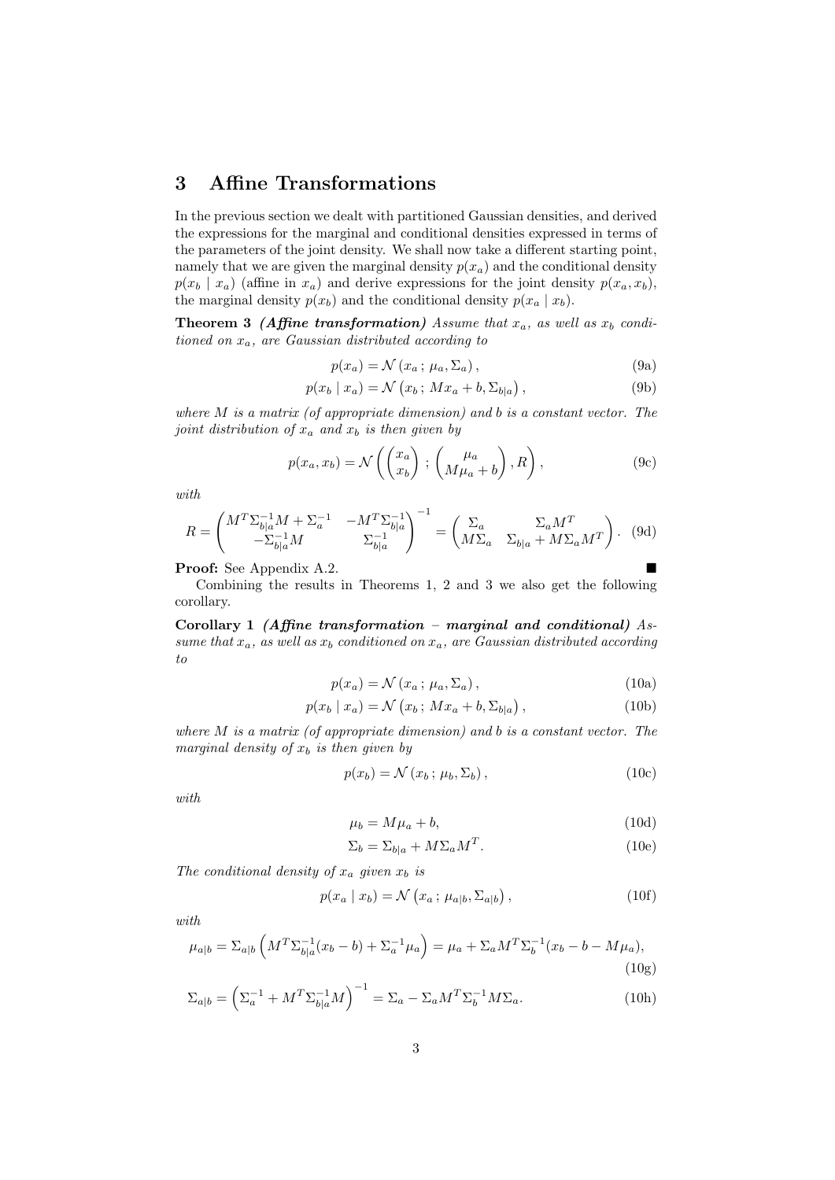## 3 Affine Transformations

In the previous section we dealt with partitioned Gaussian densities, and derived the expressions for the marginal and conditional densities expressed in terms of the parameters of the joint density. We shall now take a different starting point, namely that we are given the marginal density $p(x_a)$ and the conditional density $p(x_b \mid x_a)$ (affine in $x_a$) and derive expressions for the joint density $p(x_a, x_b)$, the marginal density $p(x_b)$ and the conditional density $p(x_a \mid x_b)$.

**Theorem 3** ***(Affine transformation)*** *Assume that $x_a$, as well as $x_b$ conditioned on $x_a$, are Gaussian distributed according to*

$$p(x_a) = \mathcal{N}\left(x_a\,;\, \mu_a, \Sigma_a\right), \tag{9a}$$

$$p(x_b \mid x_a) = \mathcal{N}\left(x_b\,;\, Mx_a + b, \Sigma_{b|a}\right), \tag{9b}$$

*where $M$ is a matrix (of appropriate dimension) and $b$ is a constant vector. The joint distribution of $x_a$ and $x_b$ is then given by*

$$p(x_a, x_b) = \mathcal{N}\left(\begin{pmatrix} x_a \\ x_b \end{pmatrix}\,;\, \begin{pmatrix} \mu_a \\ M\mu_a + b \end{pmatrix}, R\right), \tag{9c}$$

*with*

$$R = \begin{pmatrix} M^T\Sigma_{b|a}^{-1}M + \Sigma_a^{-1} & -M^T\Sigma_{b|a}^{-1} \\ -\Sigma_{b|a}^{-1}M & \Sigma_{b|a}^{-1} \end{pmatrix}^{-1} = \begin{pmatrix} \Sigma_a & \Sigma_a M^T \\ M\Sigma_a & \Sigma_{b|a} + M\Sigma_a M^T \end{pmatrix}. \tag{9d}$$

**Proof:** See Appendix A.2. ■

Combining the results in Theorems 1, 2 and 3 we also get the following corollary.

**Corollary 1** ***(Affine transformation – marginal and conditional)*** *Assume that $x_a$, as well as $x_b$ conditioned on $x_a$, are Gaussian distributed according to*

$$p(x_a) = \mathcal{N}\left(x_a\,;\, \mu_a, \Sigma_a\right), \tag{10a}$$

$$p(x_b \mid x_a) = \mathcal{N}\left(x_b\,;\, Mx_a + b, \Sigma_{b|a}\right), \tag{10b}$$

*where $M$ is a matrix (of appropriate dimension) and $b$ is a constant vector. The marginal density of $x_b$ is then given by*

$$p(x_b) = \mathcal{N}\left(x_b\,;\, \mu_b, \Sigma_b\right), \tag{10c}$$

*with*

$$\mu_b = M\mu_a + b, \tag{10d}$$

$$\Sigma_b = \Sigma_{b|a} + M\Sigma_a M^T. \tag{10e}$$

*The conditional density of $x_a$ given $x_b$ is*

$$p(x_a \mid x_b) = \mathcal{N}\left(x_a\,;\, \mu_{a|b}, \Sigma_{a|b}\right), \tag{10f}$$

*with*

$$\mu_{a|b} = \Sigma_{a|b}\left(M^T\Sigma_{b|a}^{-1}(x_b - b) + \Sigma_a^{-1}\mu_a\right) = \mu_a + \Sigma_a M^T \Sigma_b^{-1}(x_b - b - M\mu_a), \tag{10g}$$

$$\Sigma_{a|b} = \left(\Sigma_a^{-1} + M^T\Sigma_{b|a}^{-1}M\right)^{-1} = \Sigma_a - \Sigma_a M^T \Sigma_b^{-1} M \Sigma_a. \tag{10h}$$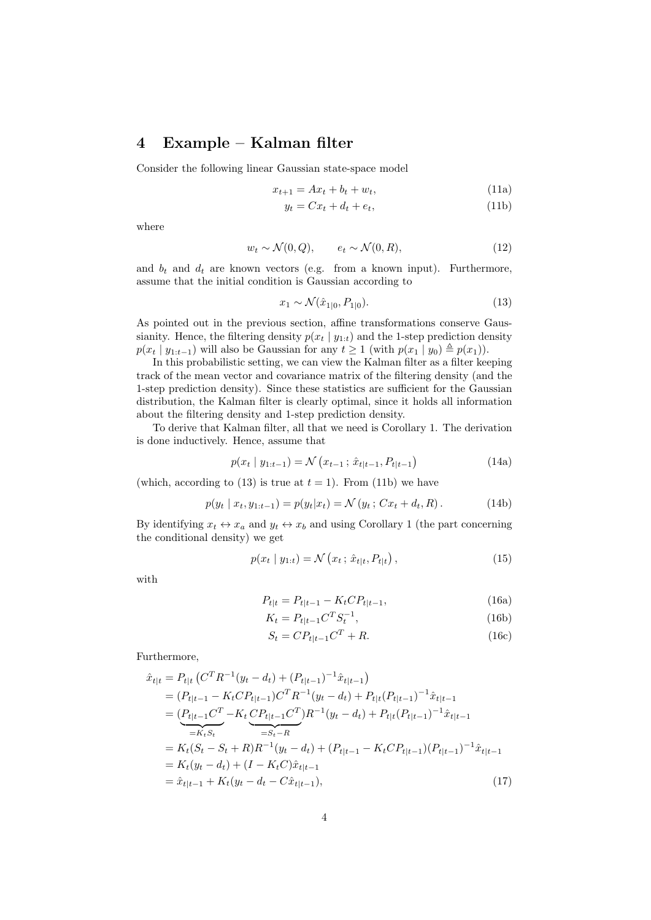## 4 Example – Kalman filter

Consider the following linear Gaussian state-space model

$$x_{t+1} = Ax_t + b_t + w_t, \tag{11a}$$

$$y_t = Cx_t + d_t + e_t, \tag{11b}$$

where

$$w_t \sim \mathcal{N}(0, Q), \qquad e_t \sim \mathcal{N}(0, R), \tag{12}$$

and $b_t$ and $d_t$ are known vectors (e.g. from a known input). Furthermore, assume that the initial condition is Gaussian according to

$$x_1 \sim \mathcal{N}(\hat{x}_{1|0}, P_{1|0}). \tag{13}$$

As pointed out in the previous section, affine transformations conserve Gaussianity. Hence, the filtering density $p(x_t \mid y_{1:t})$ and the 1-step prediction density $p(x_t \mid y_{1:t-1})$ will also be Gaussian for any $t \geq 1$ (with $p(x_1 \mid y_0) \triangleq p(x_1)$).

In this probabilistic setting, we can view the Kalman filter as a filter keeping track of the mean vector and covariance matrix of the filtering density (and the 1-step prediction density). Since these statistics are sufficient for the Gaussian distribution, the Kalman filter is clearly optimal, since it holds all information about the filtering density and 1-step prediction density.

To derive that Kalman filter, all that we need is Corollary 1. The derivation is done inductively. Hence, assume that

$$p(x_t \mid y_{1:t-1}) = \mathcal{N}\left(x_{t-1}\,;\, \hat{x}_{t|t-1}, P_{t|t-1}\right) \tag{14a}$$

(which, according to (13) is true at $t = 1$). From (11b) we have

$$p(y_t \mid x_t, y_{1:t-1}) = p(y_t|x_t) = \mathcal{N}\left(y_t\,;\, Cx_t + d_t, R\right). \tag{14b}$$

By identifying $x_t \leftrightarrow x_a$ and $y_t \leftrightarrow x_b$ and using Corollary 1 (the part concerning the conditional density) we get

$$p(x_t \mid y_{1:t}) = \mathcal{N}\left(x_t\,;\, \hat{x}_{t|t}, P_{t|t}\right), \tag{15}$$

with

$$P_{t|t} = P_{t|t-1} - K_t C P_{t|t-1}, \tag{16a}$$

$$K_t = P_{t|t-1} C^T S_t^{-1}, \tag{16b}$$

$$S_t = C P_{t|t-1} C^T + R. \tag{16c}$$

Furthermore,

$$
\begin{aligned}
\hat{x}_{t|t} &= P_{t|t}\left(C^T R^{-1}(y_t - d_t) + (P_{t|t-1})^{-1}\hat{x}_{t|t-1}\right) \\
&= (P_{t|t-1} - K_t C P_{t|t-1}) C^T R^{-1}(y_t - d_t) + P_{t|t}(P_{t|t-1})^{-1}\hat{x}_{t|t-1} \\
&= (\underbrace{P_{t|t-1}C^T}_{=K_t S_t} - K_t \underbrace{C P_{t|t-1} C^T}_{=S_t - R}) R^{-1}(y_t - d_t) + P_{t|t}(P_{t|t-1})^{-1}\hat{x}_{t|t-1} \\
&= K_t(S_t - S_t + R)R^{-1}(y_t - d_t) + (P_{t|t-1} - K_t C P_{t|t-1})(P_{t|t-1})^{-1}\hat{x}_{t|t-1} \\
&= K_t(y_t - d_t) + (I - K_t C)\hat{x}_{t|t-1} \\
&= \hat{x}_{t|t-1} + K_t(y_t - d_t - C\hat{x}_{t|t-1}),
\end{aligned} \tag{17}
$$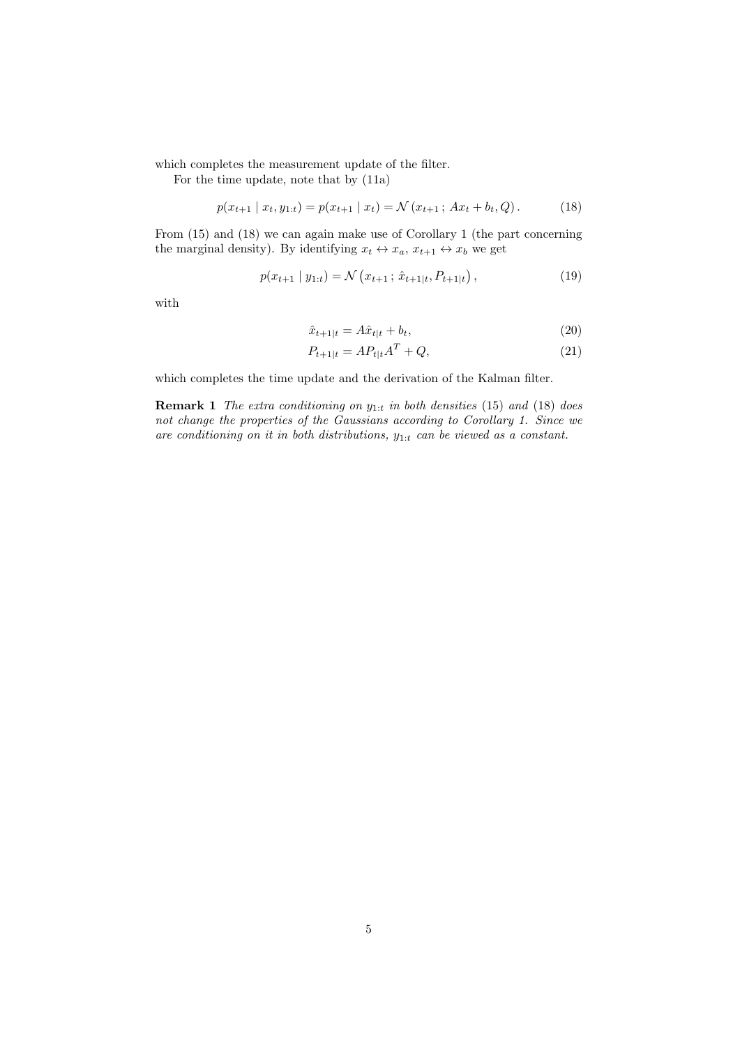which completes the measurement update of the filter.

For the time update, note that by (11a)

$$p(x_{t+1} \mid x_t, y_{1:t}) = p(x_{t+1} \mid x_t) = \mathcal{N}\left(x_{t+1}\,;\, Ax_t + b_t, Q\right). \tag{18}$$

From (15) and (18) we can again make use of Corollary 1 (the part concerning the marginal density). By identifying $x_t \leftrightarrow x_a$, $x_{t+1} \leftrightarrow x_b$ we get

$$p(x_{t+1} \mid y_{1:t}) = \mathcal{N}\left(x_{t+1}\,;\, \hat{x}_{t+1|t}, P_{t+1|t}\right), \tag{19}$$

with

$$\hat{x}_{t+1|t} = A\hat{x}_{t|t} + b_t, \tag{20}$$

$$P_{t+1|t} = AP_{t|t}A^T + Q, \tag{21}$$

which completes the time update and the derivation of the Kalman filter.

**Remark 1** *The extra conditioning on $y_{1:t}$ in both densities (15) and (18) does not change the properties of the Gaussians according to Corollary 1. Since we are conditioning on it in both distributions, $y_{1:t}$ can be viewed as a constant.*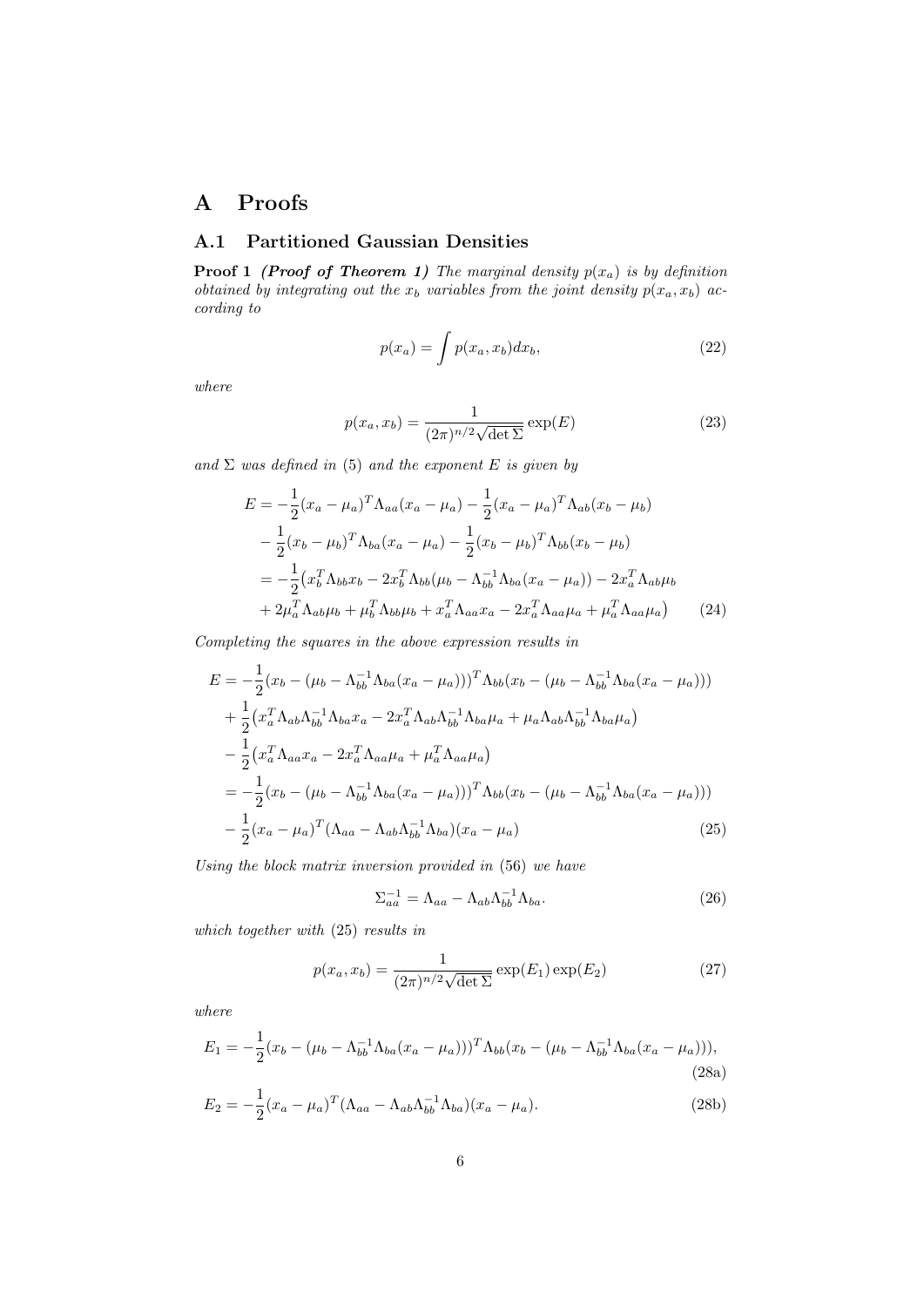# A Proofs

## A.1 Partitioned Gaussian Densities

**Proof 1** ***(Proof of Theorem 1)*** *The marginal density $p(x_a)$ is by definition obtained by integrating out the $x_b$ variables from the joint density $p(x_a, x_b)$ according to*

$$p(x_a) = \int p(x_a, x_b) dx_b, \tag{22}$$

*where*

$$p(x_a, x_b) = \frac{1}{(2\pi)^{n/2}\sqrt{\det \Sigma}} \exp(E) \tag{23}$$

*and $\Sigma$ was defined in (5) and the exponent $E$ is given by*

$$\begin{aligned}
E = &-\frac{1}{2}(x_a - \mu_a)^T \Lambda_{aa}(x_a - \mu_a) - \frac{1}{2}(x_a - \mu_a)^T \Lambda_{ab}(x_b - \mu_b) \\
&- \frac{1}{2}(x_b - \mu_b)^T \Lambda_{ba}(x_a - \mu_a) - \frac{1}{2}(x_b - \mu_b)^T \Lambda_{bb}(x_b - \mu_b) \\
= &-\frac{1}{2}\big(x_b^T \Lambda_{bb} x_b - 2x_b^T \Lambda_{bb}(\mu_b - \Lambda_{bb}^{-1}\Lambda_{ba}(x_a - \mu_a)) - 2x_a^T \Lambda_{ab}\mu_b \\
&+ 2\mu_a^T \Lambda_{ab}\mu_b + \mu_b^T \Lambda_{bb}\mu_b + x_a^T \Lambda_{aa} x_a - 2x_a^T \Lambda_{aa}\mu_a + \mu_a^T \Lambda_{aa}\mu_a\big)
\end{aligned} \tag{24}$$

*Completing the squares in the above expression results in*

$$\begin{aligned}
E = &-\frac{1}{2}(x_b - (\mu_b - \Lambda_{bb}^{-1}\Lambda_{ba}(x_a - \mu_a)))^T \Lambda_{bb}(x_b - (\mu_b - \Lambda_{bb}^{-1}\Lambda_{ba}(x_a - \mu_a))) \\
&+ \frac{1}{2}\big(x_a^T \Lambda_{ab}\Lambda_{bb}^{-1}\Lambda_{ba} x_a - 2x_a^T \Lambda_{ab}\Lambda_{bb}^{-1}\Lambda_{ba}\mu_a + \mu_a \Lambda_{ab}\Lambda_{bb}^{-1}\Lambda_{ba}\mu_a\big) \\
&- \frac{1}{2}\big(x_a^T \Lambda_{aa} x_a - 2x_a^T \Lambda_{aa}\mu_a + \mu_a^T \Lambda_{aa}\mu_a\big) \\
= &-\frac{1}{2}(x_b - (\mu_b - \Lambda_{bb}^{-1}\Lambda_{ba}(x_a - \mu_a)))^T \Lambda_{bb}(x_b - (\mu_b - \Lambda_{bb}^{-1}\Lambda_{ba}(x_a - \mu_a))) \\
&- \frac{1}{2}(x_a - \mu_a)^T(\Lambda_{aa} - \Lambda_{ab}\Lambda_{bb}^{-1}\Lambda_{ba})(x_a - \mu_a)
\end{aligned} \tag{25}$$

*Using the block matrix inversion provided in (56) we have*

$$\Sigma_{aa}^{-1} = \Lambda_{aa} - \Lambda_{ab}\Lambda_{bb}^{-1}\Lambda_{ba}. \tag{26}$$

*which together with (25) results in*

$$p(x_a, x_b) = \frac{1}{(2\pi)^{n/2}\sqrt{\det \Sigma}} \exp(E_1)\exp(E_2) \tag{27}$$

*where*

$$E_1 = -\frac{1}{2}(x_b - (\mu_b - \Lambda_{bb}^{-1}\Lambda_{ba}(x_a - \mu_a)))^T \Lambda_{bb}(x_b - (\mu_b - \Lambda_{bb}^{-1}\Lambda_{ba}(x_a - \mu_a))), \tag{28a}$$

$$E_2 = -\frac{1}{2}(x_a - \mu_a)^T(\Lambda_{aa} - \Lambda_{ab}\Lambda_{bb}^{-1}\Lambda_{ba})(x_a - \mu_a). \tag{28b}$$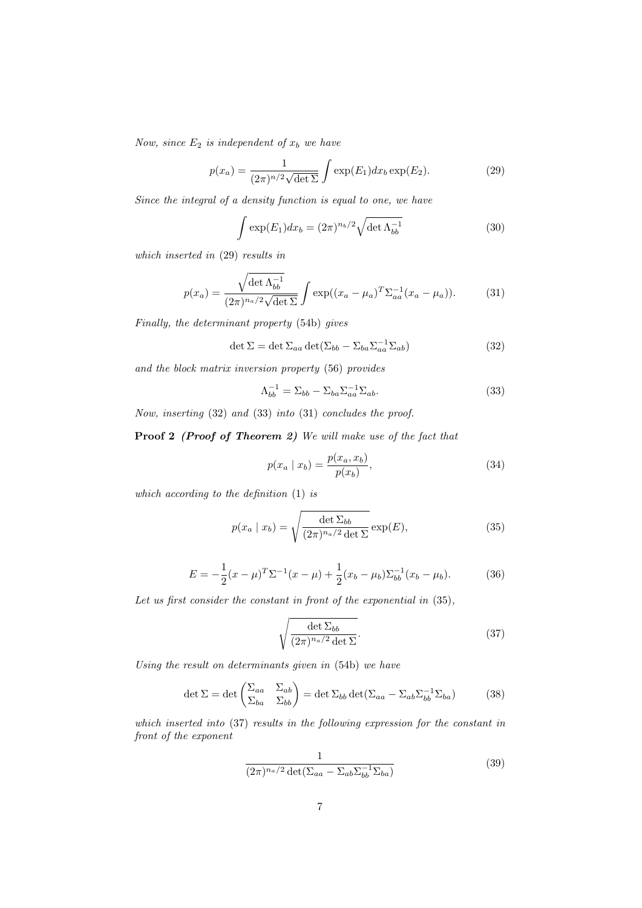*Now, since $E_2$ is independent of $x_b$ we have*

$$p(x_a) = \frac{1}{(2\pi)^{n/2}\sqrt{\det \Sigma}} \int \exp(E_1) dx_b \exp(E_2). \tag{29}$$

*Since the integral of a density function is equal to one, we have*

$$\int \exp(E_1) dx_b = (2\pi)^{n_b/2} \sqrt{\det \Lambda_{bb}^{-1}} \tag{30}$$

*which inserted in* (29) *results in*

$$p(x_a) = \frac{\sqrt{\det \Lambda_{bb}^{-1}}}{(2\pi)^{n_a/2}\sqrt{\det \Sigma}} \int \exp((x_a - \mu_a)^T \Sigma_{aa}^{-1} (x_a - \mu_a)). \tag{31}$$

*Finally, the determinant property* (54b) *gives*

$$\det \Sigma = \det \Sigma_{aa} \det(\Sigma_{bb} - \Sigma_{ba}\Sigma_{aa}^{-1}\Sigma_{ab}) \tag{32}$$

*and the block matrix inversion property* (56) *provides*

$$\Lambda_{bb}^{-1} = \Sigma_{bb} - \Sigma_{ba}\Sigma_{aa}^{-1}\Sigma_{ab}. \tag{33}$$

*Now, inserting* (32) *and* (33) *into* (31) *concludes the proof.*

**Proof 2** ***(Proof of Theorem 2)*** *We will make use of the fact that*

$$p(x_a \mid x_b) = \frac{p(x_a, x_b)}{p(x_b)}, \tag{34}$$

*which according to the definition* (1) *is*

$$p(x_a \mid x_b) = \sqrt{\frac{\det \Sigma_{bb}}{(2\pi)^{n_a/2} \det \Sigma}} \exp(E), \tag{35}$$

$$E = -\frac{1}{2}(x - \mu)^T \Sigma^{-1} (x - \mu) + \frac{1}{2}(x_b - \mu_b)\Sigma_{bb}^{-1}(x_b - \mu_b). \tag{36}$$

*Let us first consider the constant in front of the exponential in* (35)*,*

$$\sqrt{\frac{\det \Sigma_{bb}}{(2\pi)^{n_a/2} \det \Sigma}}. \tag{37}$$

*Using the result on determinants given in* (54b) *we have*

$$\det \Sigma = \det \begin{pmatrix} \Sigma_{aa} & \Sigma_{ab} \\ \Sigma_{ba} & \Sigma_{bb} \end{pmatrix} = \det \Sigma_{bb} \det(\Sigma_{aa} - \Sigma_{ab}\Sigma_{bb}^{-1}\Sigma_{ba}) \tag{38}$$

*which inserted into* (37) *results in the following expression for the constant in front of the exponent*

$$\frac{1}{(2\pi)^{n_a/2} \det(\Sigma_{aa} - \Sigma_{ab}\Sigma_{bb}^{-1}\Sigma_{ba})} \tag{39}$$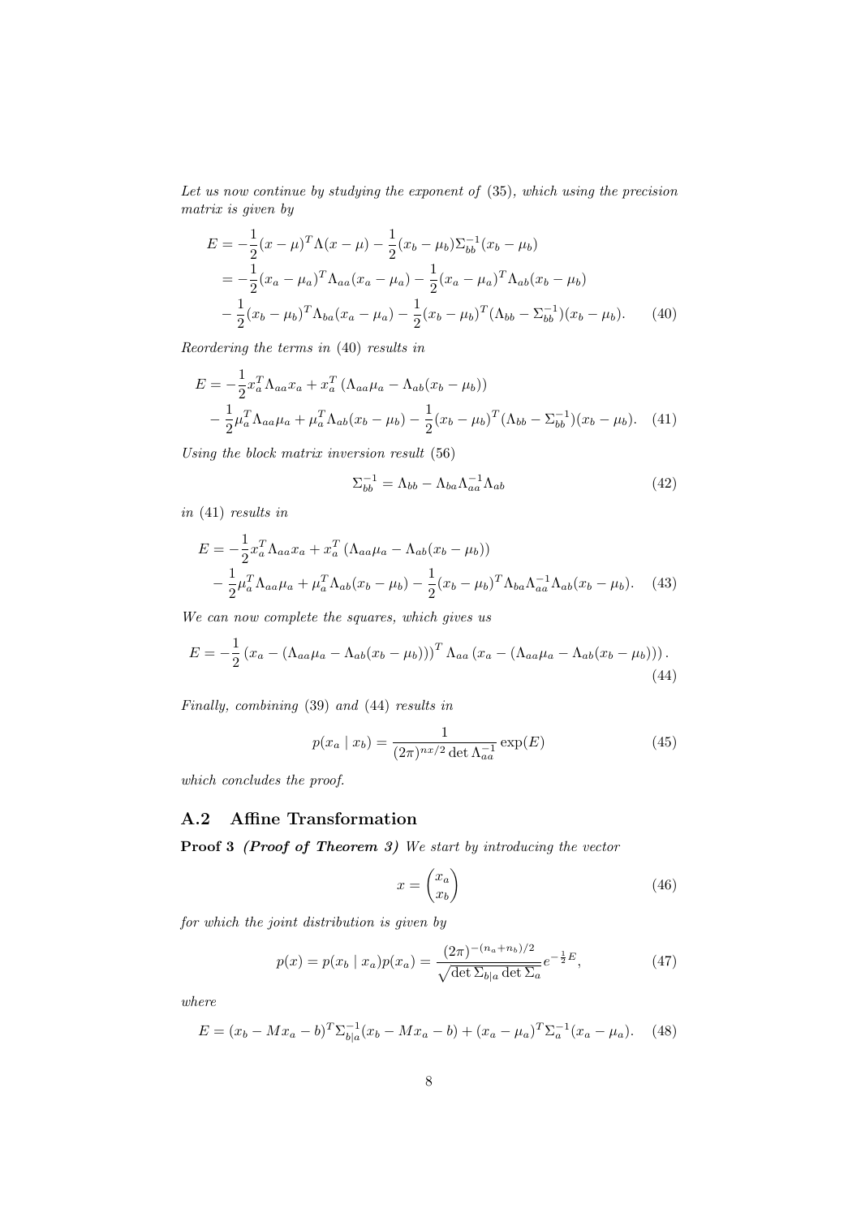*Let us now continue by studying the exponent of* (35)*, which using the precision matrix is given by*

$$
\begin{aligned}
E &= -\frac{1}{2}(x-\mu)^T\Lambda(x-\mu) - \frac{1}{2}(x_b-\mu_b)\Sigma_{bb}^{-1}(x_b-\mu_b) \\
&= -\frac{1}{2}(x_a-\mu_a)^T\Lambda_{aa}(x_a-\mu_a) - \frac{1}{2}(x_a-\mu_a)^T\Lambda_{ab}(x_b-\mu_b) \\
&\quad - \frac{1}{2}(x_b-\mu_b)^T\Lambda_{ba}(x_a-\mu_a) - \frac{1}{2}(x_b-\mu_b)^T(\Lambda_{bb}-\Sigma_{bb}^{-1})(x_b-\mu_b). \qquad (40)
\end{aligned}
$$

*Reordering the terms in* (40) *results in*

$$
\begin{aligned}
E &= -\frac{1}{2}x_a^T\Lambda_{aa}x_a + x_a^T\left(\Lambda_{aa}\mu_a - \Lambda_{ab}(x_b-\mu_b)\right) \\
&\quad - \frac{1}{2}\mu_a^T\Lambda_{aa}\mu_a + \mu_a^T\Lambda_{ab}(x_b-\mu_b) - \frac{1}{2}(x_b-\mu_b)^T(\Lambda_{bb}-\Sigma_{bb}^{-1})(x_b-\mu_b). \qquad (41)
\end{aligned}
$$

*Using the block matrix inversion result* (56)

$$
\Sigma_{bb}^{-1} = \Lambda_{bb} - \Lambda_{ba}\Lambda_{aa}^{-1}\Lambda_{ab} \qquad (42)
$$

*in* (41) *results in*

$$
\begin{aligned}
E &= -\frac{1}{2}x_a^T\Lambda_{aa}x_a + x_a^T\left(\Lambda_{aa}\mu_a - \Lambda_{ab}(x_b-\mu_b)\right) \\
&\quad - \frac{1}{2}\mu_a^T\Lambda_{aa}\mu_a + \mu_a^T\Lambda_{ab}(x_b-\mu_b) - \frac{1}{2}(x_b-\mu_b)^T\Lambda_{ba}\Lambda_{aa}^{-1}\Lambda_{ab}(x_b-\mu_b). \qquad (43)
\end{aligned}
$$

*We can now complete the squares, which gives us*

$$
E = -\frac{1}{2}\left(x_a - (\Lambda_{aa}\mu_a - \Lambda_{ab}(x_b-\mu_b))\right)^T\Lambda_{aa}\left(x_a - (\Lambda_{aa}\mu_a - \Lambda_{ab}(x_b-\mu_b))\right). \qquad (44)
$$

*Finally, combining* (39) *and* (44) *results in*

$$
p(x_a \mid x_b) = \frac{1}{(2\pi)^{nx/2}\det\Lambda_{aa}^{-1}}\exp(E) \qquad (45)
$$

*which concludes the proof.*

## A.2 Affine Transformation

**Proof 3** ***(Proof of Theorem 3)*** *We start by introducing the vector*

$$
x = \begin{pmatrix} x_a \\ x_b \end{pmatrix} \qquad (46)
$$

*for which the joint distribution is given by*

$$
p(x) = p(x_b \mid x_a)p(x_a) = \frac{(2\pi)^{-(n_a+n_b)/2}}{\sqrt{\det\Sigma_{b|a}\det\Sigma_a}}e^{-\frac{1}{2}E}, \qquad (47)
$$

*where*

$$
E = (x_b - Mx_a - b)^T\Sigma_{b|a}^{-1}(x_b - Mx_a - b) + (x_a-\mu_a)^T\Sigma_a^{-1}(x_a-\mu_a). \qquad (48)
$$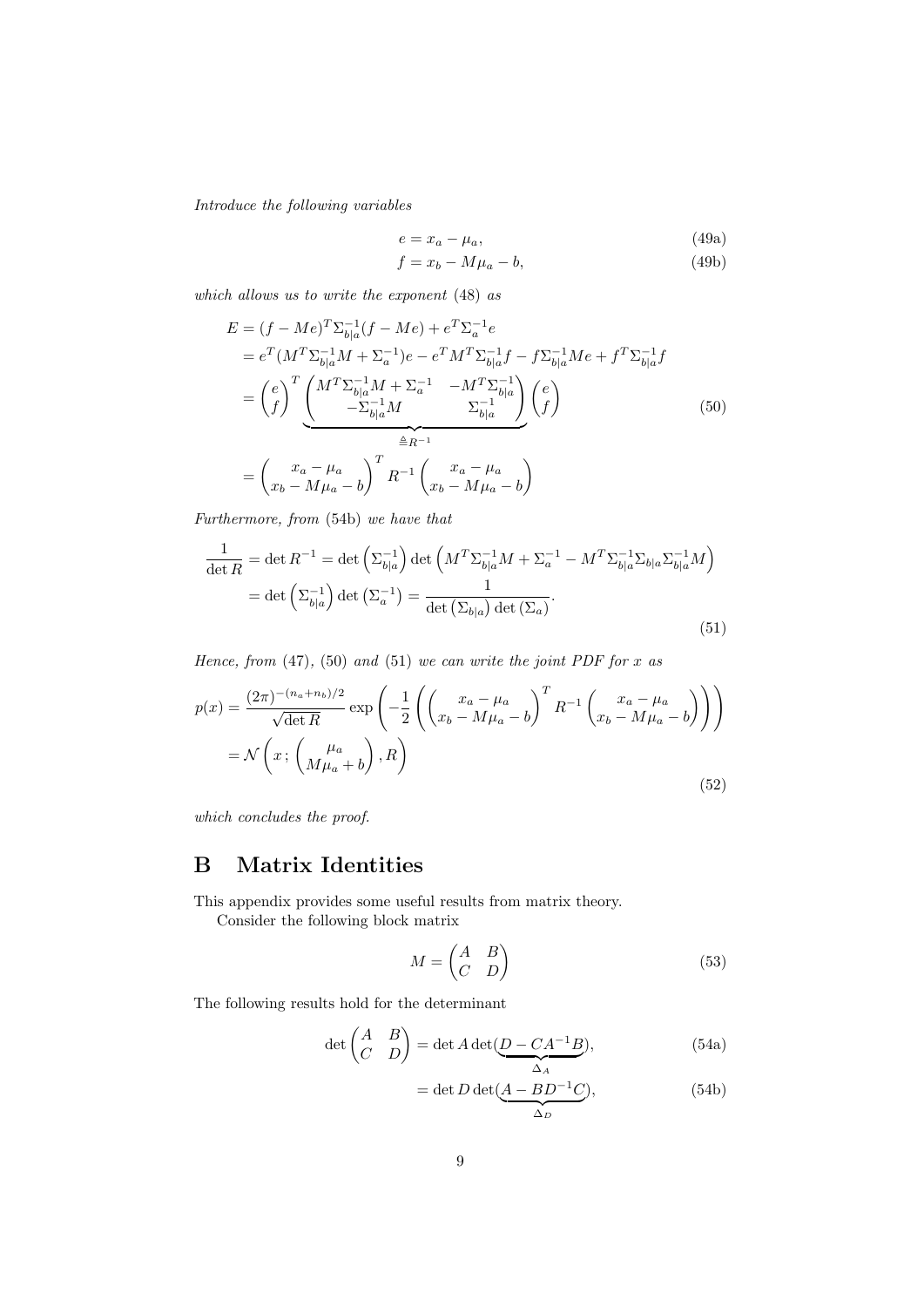*Introduce the following variables*

$$e = x_a - \mu_a, \tag{49a}$$

$$f = x_b - M\mu_a - b, \tag{49b}$$

*which allows us to write the exponent* (48) *as*

$$\begin{aligned}
E &= (f - Me)^T \Sigma_{b|a}^{-1} (f - Me) + e^T \Sigma_a^{-1} e \\
&= e^T (M^T \Sigma_{b|a}^{-1} M + \Sigma_a^{-1}) e - e^T M^T \Sigma_{b|a}^{-1} f - f \Sigma_{b|a}^{-1} M e + f^T \Sigma_{b|a}^{-1} f \\
&= \begin{pmatrix} e \\ f \end{pmatrix}^T \underbrace{\begin{pmatrix} M^T \Sigma_{b|a}^{-1} M + \Sigma_a^{-1} & -M^T \Sigma_{b|a}^{-1} \\ -\Sigma_{b|a}^{-1} M & \Sigma_{b|a}^{-1} \end{pmatrix}}_{\triangleq R^{-1}} \begin{pmatrix} e \\ f \end{pmatrix} \\
&= \begin{pmatrix} x_a - \mu_a \\ x_b - M\mu_a - b \end{pmatrix}^T R^{-1} \begin{pmatrix} x_a - \mu_a \\ x_b - M\mu_a - b \end{pmatrix}
\end{aligned} \tag{50}$$

*Furthermore, from* (54b) *we have that*

$$\begin{aligned}
\frac{1}{\det R} &= \det R^{-1} = \det \left( \Sigma_{b|a}^{-1} \right) \det \left( M^T \Sigma_{b|a}^{-1} M + \Sigma_a^{-1} - M^T \Sigma_{b|a}^{-1} \Sigma_{b|a} \Sigma_{b|a}^{-1} M \right) \\
&= \det \left( \Sigma_{b|a}^{-1} \right) \det \left( \Sigma_a^{-1} \right) = \frac{1}{\det \left( \Sigma_{b|a} \right) \det \left( \Sigma_a \right)}.
\end{aligned} \tag{51}$$

*Hence, from* (47), (50) *and* (51) *we can write the joint PDF for $x$ as*

$$\begin{aligned}
p(x) &= \frac{(2\pi)^{-(n_a+n_b)/2}}{\sqrt{\det R}} \exp \left( -\frac{1}{2} \left( \begin{pmatrix} x_a - \mu_a \\ x_b - M\mu_a - b \end{pmatrix}^T R^{-1} \begin{pmatrix} x_a - \mu_a \\ x_b - M\mu_a - b \end{pmatrix} \right) \right) \\
&= \mathcal{N} \left( x \, ; \begin{pmatrix} \mu_a \\ M\mu_a + b \end{pmatrix}, R \right)
\end{aligned} \tag{52}$$

*which concludes the proof.*

# B Matrix Identities

This appendix provides some useful results from matrix theory.

Consider the following block matrix

$$M = \begin{pmatrix} A & B \\ C & D \end{pmatrix} \tag{53}$$

The following results hold for the determinant

$$\det \begin{pmatrix} A & B \\ C & D \end{pmatrix} = \det A \det(\underbrace{D - CA^{-1}B}_{\Delta_A}), \tag{54a}$$

$$= \det D \det(\underbrace{A - BD^{-1}C}_{\Delta_D}), \tag{54b}$$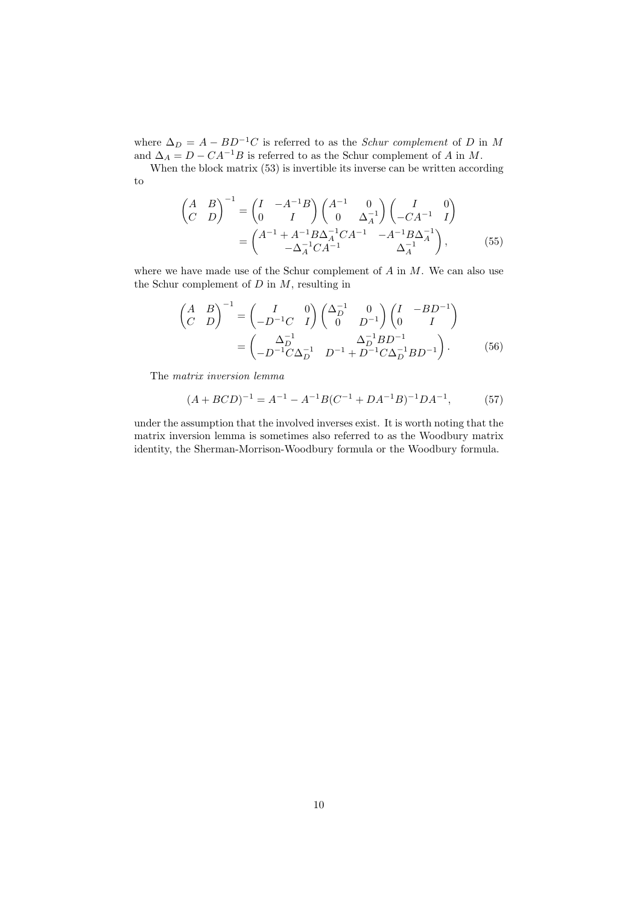where $\Delta_D = A - BD^{-1}C$ is referred to as the *Schur complement* of $D$ in $M$ and $\Delta_A = D - CA^{-1}B$ is referred to as the Schur complement of $A$ in $M$.

When the block matrix (53) is invertible its inverse can be written according to

$$\begin{pmatrix} A & B \\ C & D \end{pmatrix}^{-1} = \begin{pmatrix} I & -A^{-1}B \\ 0 & I \end{pmatrix} \begin{pmatrix} A^{-1} & 0 \\ 0 & \Delta_A^{-1} \end{pmatrix} \begin{pmatrix} I & 0 \\ -CA^{-1} & I \end{pmatrix}$$
$$= \begin{pmatrix} A^{-1} + A^{-1}B\Delta_A^{-1}CA^{-1} & -A^{-1}B\Delta_A^{-1} \\ -\Delta_A^{-1}CA^{-1} & \Delta_A^{-1} \end{pmatrix}, \tag{55}$$

where we have made use of the Schur complement of $A$ in $M$. We can also use the Schur complement of $D$ in $M$, resulting in

$$\begin{pmatrix} A & B \\ C & D \end{pmatrix}^{-1} = \begin{pmatrix} I & 0 \\ -D^{-1}C & I \end{pmatrix} \begin{pmatrix} \Delta_D^{-1} & 0 \\ 0 & D^{-1} \end{pmatrix} \begin{pmatrix} I & -BD^{-1} \\ 0 & I \end{pmatrix}$$
$$= \begin{pmatrix} \Delta_D^{-1} & \Delta_D^{-1}BD^{-1} \\ -D^{-1}C\Delta_D^{-1} & D^{-1} + D^{-1}C\Delta_D^{-1}BD^{-1} \end{pmatrix}. \tag{56}$$

The *matrix inversion lemma*

$$(A + BCD)^{-1} = A^{-1} - A^{-1}B(C^{-1} + DA^{-1}B)^{-1}DA^{-1}, \tag{57}$$

under the assumption that the involved inverses exist. It is worth noting that the matrix inversion lemma is sometimes also referred to as the Woodbury matrix identity, the Sherman-Morrison-Woodbury formula or the Woodbury formula.